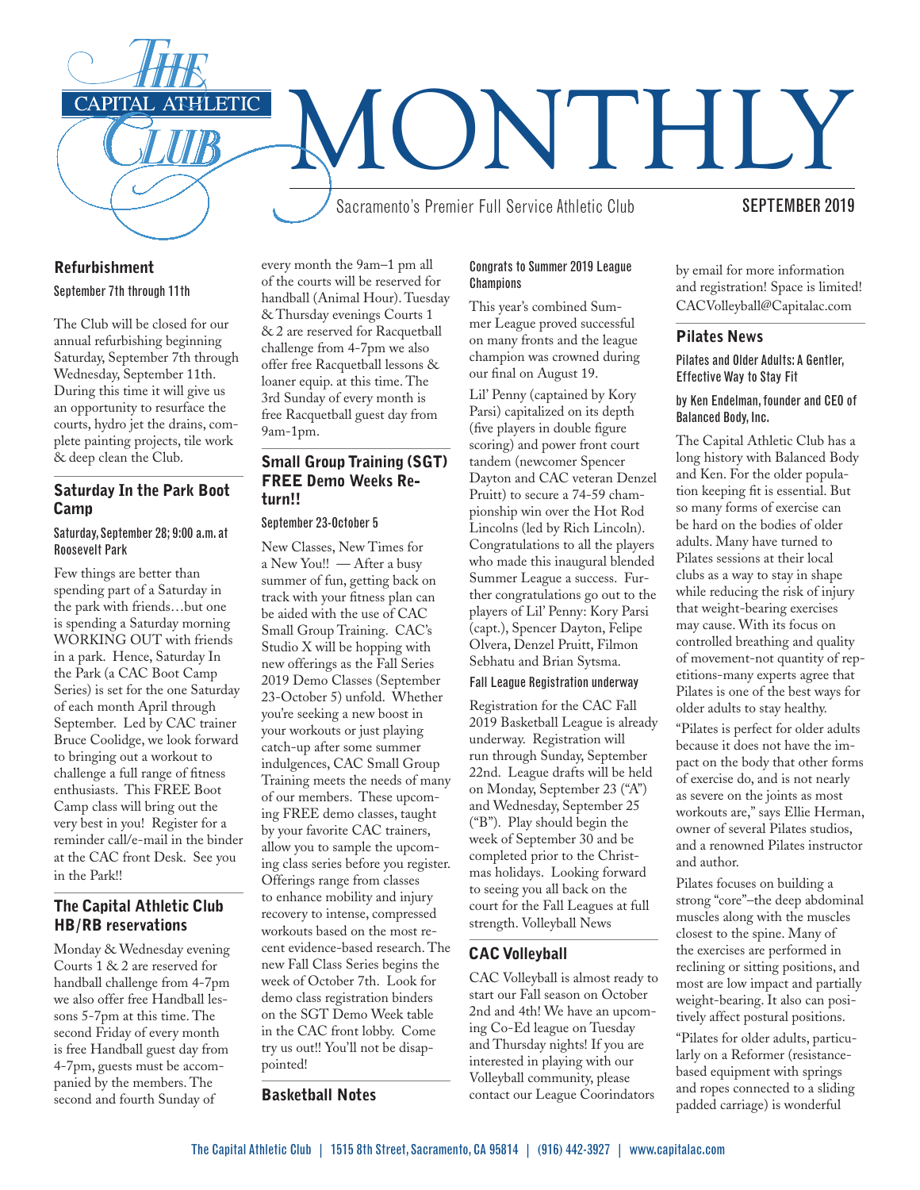# The Capital Athletic Club MONTHLY

Sacramento's Premier Full Service Athletic Club

SEPTEMBER 2019

## Refurbishment

#### September 7th through 11th

The Club will be closed for our annual refurbishing beginning Saturday, September 7th through Wednesday, September 11th. During this time it will give us an opportunity to resurface the courts, hydro jet the drains, complete painting projects, tile work & deep clean the Club.

## Saturday In the Park Boot Camp

#### Saturday, September 28; 9:00 a.m. at Roosevelt Park

Few things are better than spending part of a Saturday in the park with friends…but one is spending a Saturday morning WORKING OUT with friends in a park. Hence, Saturday In the Park (a CAC Boot Camp Series) is set for the one Saturday of each month April through September. Led by CAC trainer Bruce Coolidge, we look forward to bringing out a workout to challenge a full range of fitness enthusiasts. This FREE Boot Camp class will bring out the very best in you! Register for a reminder call/e-mail in the binder at the CAC front Desk. See you in the Park!!

## The Capital Athletic Club HB/RB reservations

Monday & Wednesday evening Courts 1 & 2 are reserved for handball challenge from 4-7pm we also offer free Handball lessons 5-7pm at this time. The second Friday of every month is free Handball guest day from 4-7pm, guests must be accompanied by the members. The second and fourth Sunday of every month the 9am–1 pm all of the courts will be reserved for handball (Animal Hour). Tuesday & Thursday evenings Courts 1 & 2 are reserved for Racquetball challenge from 4-7pm we also offer free Racquetball lessons & loaner equip. at this time. The 3rd Sunday of every month is free Racquetball guest day from 9am-1pm.

## Small Group Training (SGT) FREE Demo Weeks Return!!

#### September 23-October 5

New Classes, New Times for a New You!! — After a busy summer of fun, getting back on track with your fitness plan can be aided with the use of CAC Small Group Training. CAC's Studio X will be hopping with new offerings as the Fall Series 2019 Demo Classes (September 23-October 5) unfold. Whether you're seeking a new boost in your workouts or just playing catch-up after some summer indulgences, CAC Small Group Training meets the needs of many of our members. These upcoming FREE demo classes, taught by your favorite CAC trainers, allow you to sample the upcoming class series before you register. Offerings range from classes to enhance mobility and injury recovery to intense, compressed workouts based on the most recent evidence-based research. The new Fall Class Series begins the week of October 7th. Look for demo class registration binders on the SGT Demo Week table in the CAC front lobby. Come try us out!! You'll not be disappointed!

## Basketball Notes

#### Congrats to Summer 2019 League Champions

This year's combined Summer League proved successful on many fronts and the league champion was crowned during our final on August 19.

Lil' Penny (captained by Kory Parsi) capitalized on its depth (five players in double figure scoring) and power front court tandem (newcomer Spencer Dayton and CAC veteran Denzel Pruitt) to secure a 74-59 championship win over the Hot Rod Lincolns (led by Rich Lincoln). Congratulations to all the players who made this inaugural blended Summer League a success. Further congratulations go out to the players of Lil' Penny: Kory Parsi (capt.), Spencer Dayton, Felipe Olvera, Denzel Pruitt, Filmon Sebhatu and Brian Sytsma.

#### Fall League Registration underway

Registration for the CAC Fall 2019 Basketball League is already underway. Registration will run through Sunday, September 22nd. League drafts will be held on Monday, September 23 ("A") and Wednesday, September 25 ("B"). Play should begin the week of September 30 and be completed prior to the Christmas holidays. Looking forward to seeing you all back on the court for the Fall Leagues at full strength. Volleyball News

## CAC Volleyball

CAC Volleyball is almost ready to start our Fall season on October 2nd and 4th! We have an upcoming Co-Ed league on Tuesday and Thursday nights! If you are interested in playing with our Volleyball community, please contact our League Coorindators by email for more information and registration! Space is limited! CACVolleyball@Capitalac.com

## Pilates News

#### Pilates and Older Adults: A Gentler, Effective Way to Stay Fit

#### by Ken Endelman, founder and CEO of Balanced Body, Inc.

The Capital Athletic Club has a long history with Balanced Body and Ken. For the older population keeping fit is essential. But so many forms of exercise can be hard on the bodies of older adults. Many have turned to Pilates sessions at their local clubs as a way to stay in shape while reducing the risk of injury that weight-bearing exercises may cause. With its focus on controlled breathing and quality of movement-not quantity of repetitions-many experts agree that Pilates is one of the best ways for older adults to stay healthy.

"Pilates is perfect for older adults because it does not have the impact on the body that other forms of exercise do, and is not nearly as severe on the joints as most workouts are," says Ellie Herman, owner of several Pilates studios, and a renowned Pilates instructor and author.

Pilates focuses on building a strong "core"–the deep abdominal muscles along with the muscles closest to the spine. Many of the exercises are performed in reclining or sitting positions, and most are low impact and partially weight-bearing. It also can positively affect postural positions.

"Pilates for older adults, particularly on a Reformer (resistance-based equipment with springs and ropes connected to a sliding padded carriage) is wonderful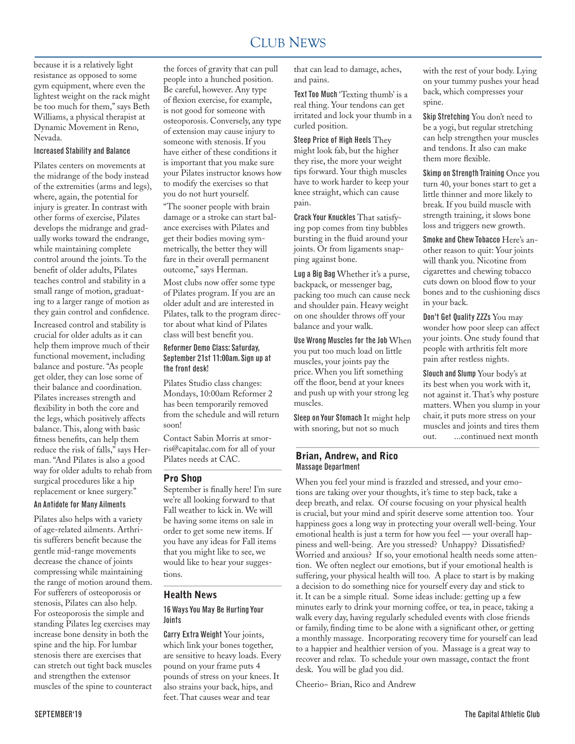because it is a relatively light resistance as opposed to some gym equipment, where even the lightest weight on the rack might be too much for them," says Beth Williams, a physical therapist at Dynamic Movement in Reno, Nevada.

#### Increased Stability and Balance

Pilates centers on movements at the midrange of the body instead of the extremities (arms and legs), where, again, the potential for injury is greater. In contrast with other forms of exercise, Pilates develops the midrange and gradually works toward the endrange, while maintaining complete control around the joints. To the benefit of older adults, Pilates teaches control and stability in a small range of motion, graduating to a larger range of motion as they gain control and confidence.

Increased control and stability is crucial for older adults as it can help them improve much of their functional movement, including balance and posture. "As people get older, they can lose some of their balance and coordination. Pilates increases strength and flexibility in both the core and the legs, which positively affects balance. This, along with basic fitness benefits, can help them reduce the risk of falls," says Herman. "And Pilates is also a good way for older adults to rehab from surgical procedures like a hip replacement or knee surgery."

#### An Antidote for Many Ailments

Pilates also helps with a variety of age-related ailments. Arthritis sufferers benefit because the gentle mid-range movements decrease the chance of joints compressing while maintaining the range of motion around them. For sufferers of osteoporosis or stenosis, Pilates can also help. For osteoporosis the simple and standing Pilates leg exercises may increase bone density in both the spine and the hip. For lumbar stenosis there are exercises that can stretch out tight back muscles and strengthen the extensor muscles of the spine to counteract the forces of gravity that can pull people into a hunched position. Be careful, however. Any type of flexion exercise, for example, is not good for someone with osteoporosis. Conversely, any type of extension may cause injury to someone with stenosis. If you have either of these conditions it is important that you make sure your Pilates instructor knows how to modify the exercises so that you do not hurt yourself.

"The sooner people with brain damage or a stroke can start balance exercises with Pilates and get their bodies moving symmetrically, the better they will fare in their overall permanent outcome," says Herman.

Most clubs now offer some type of Pilates program. If you are an older adult and are interested in Pilates, talk to the program director about what kind of Pilates class will best benefit you.

**Reformer Demo Class: Saturday, September 21st 11:00am. Sign up at the front desk!**

Pilates Studio class changes: Mondays, 10:00am Reformer 2 has been temporarily removed from the schedule and will return soon!

Contact Sabin Morris at smorris@capitalac.com for all of your Pilates needs at CAC.

## Pro Shop

September is finally here! I'm sure we're all looking forward to that Fall weather to kick in. We will be having some items on sale in order to get some new items. If you have any ideas for Fall items that you might like to see, we would like to hear your suggestions.

## Health News

#### 16 Ways You May Be Hurting Your Joints

**Carry Extra Weight** Your joints, which link your bones together, are sensitive to heavy loads. Every pound on your frame puts 4 pounds of stress on your knees. It also strains your back, hips, and feet. That causes wear and tear that can lead to damage, aches, and pains.

**Text Too Much** 'Texting thumb' is a real thing. Your tendons can get irritated and lock your thumb in a curled position.

**Steep Price of High Heels** They might look fab, but the higher they rise, the more your weight tips forward. Your thigh muscles have to work harder to keep your knee straight, which can cause pain.

**Crack Your Knuckles** That satisfying pop comes from tiny bubbles bursting in the fluid around your joints. Or from ligaments snapping against bone.

**Lug a Big Bag** Whether it's a purse, backpack, or messenger bag, packing too much can cause neck and shoulder pain. Heavy weight on one shoulder throws off your balance and your walk.

**Use Wrong Muscles for the Job** When you put too much load on little muscles, your joints pay the price. When you lift something off the floor, bend at your knees and push up with your strong leg muscles.

**Sleep on Your Stomach** It might help with snoring, but not so much with the rest of your body. Lying on your tummy pushes your head back, which compresses your spine.

**Skip Stretching** You don't need to be a yogi, but regular stretching can help strengthen your muscles and tendons. It also can make them more flexible.

**Skimp on Strength Training** Once you turn 40, your bones start to get a little thinner and more likely to break. If you build muscle with strength training, it slows bone loss and triggers new growth.

**Smoke and Chew Tobacco** Here's another reason to quit: Your joints will thank you. Nicotine from cigarettes and chewing tobacco cuts down on blood flow to your bones and to the cushioning discs in your back.

**Don't Get Quality ZZZs** You may wonder how poor sleep can affect your joints. One study found that people with arthritis felt more pain after restless nights.

**Slouch and Slump** Your body's at its best when you work with it, not against it. That's why posture matters. When you slump in your chair, it puts more stress on your muscles and joints and tires them out. ...continued next month

## Brian, Andrew, and Rico

#### Massage Department

When you feel your mind is frazzled and stressed, and your emotions are taking over your thoughts, it's time to step back, take a deep breath, and relax. Of course focusing on your physical health is crucial, but your mind and spirit deserve some attention too. Your happiness goes a long way in protecting your overall well-being. Your emotional health is just a term for how you feel — your overall happiness and well-being. Are you stressed? Unhappy? Dissatisfied? Worried and anxious? If so, your emotional health needs some attention. We often neglect our emotions, but if your emotional health is suffering, your physical health will too. A place to start is by making a decision to do something nice for yourself every day and stick to it. It can be a simple ritual. Some ideas include: getting up a few minutes early to drink your morning coffee, or tea, in peace, taking a walk every day, having regularly scheduled events with close friends or family, finding time to be alone with a significant other, or getting a monthly massage. Incorporating recovery time for yourself can lead to a happier and healthier version of you. Massage is a great way to recover and relax. To schedule your own massage, contact the front desk. You will be glad you did.

Cheerio~ Brian, Rico and Andrew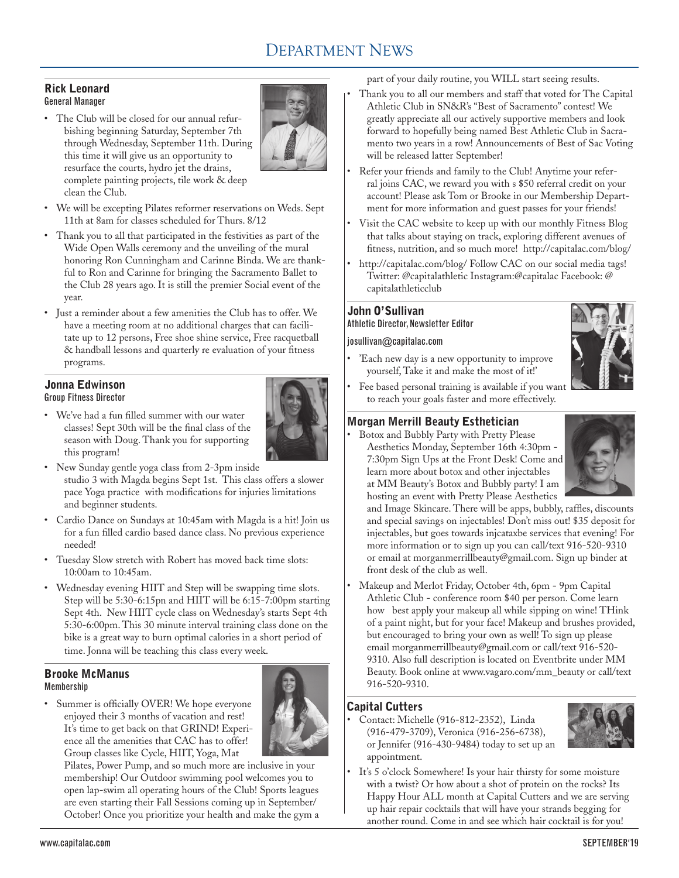# Department News

## Rick Leonard

General Manager

- The Club will be closed for our annual refurbishing beginning Saturday, September 7th through Wednesday, September 11th. During this time it will give us an opportunity to resurface the courts, hydro jet the drains, complete painting projects, tile work & deep clean the Club.
- We will be excepting Pilates reformer reservations on Weds. Sept 11th at 8am for classes scheduled for Thurs. 8/12
- Thank you to all that participated in the festivities as part of the Wide Open Walls ceremony and the unveiling of the mural honoring Ron Cunningham and Carinne Binda. We are thankful to Ron and Carinne for bringing the Sacramento Ballet to the Club 28 years ago. It is still the premier Social event of the year.
- Just a reminder about a few amenities the Club has to offer. We have a meeting room at no additional charges that can facilitate up to 12 persons, Free shoe shine service, Free racquetball & handball lessons and quarterly re evaluation of your fitness programs.

## Jonna Edwinson

Group Fitness Director

- We've had a fun filled summer with our water classes! Sept 30th will be the final class of the season with Doug. Thank you for supporting this program!
- New Sunday gentle yoga class from 2-3pm inside studio 3 with Magda begins Sept 1st. This class offers a slower pace Yoga practice with modifications for injuries limitations and beginner students.
- Cardio Dance on Sundays at 10:45am with Magda is a hit! Join us for a fun filled cardio based dance class. No previous experience needed!
- Tuesday Slow stretch with Robert has moved back time slots: 10:00am to 10:45am.
- Wednesday evening HIIT and Step will be swapping time slots. Step will be 5:30-6:15pn and HIIT will be 6:15-7:00pm starting Sept 4th. New HIIT cycle class on Wednesday's starts Sept 4th 5:30-6:00pm. This 30 minute interval training class done on the bike is a great way to burn optimal calories in a short period of time. Jonna will be teaching this class every week.

## Brooke McManus

Membership

- Summer is officially OVER! We hope everyone enjoyed their 3 months of vacation and rest! It's time to get back on that GRIND! Experience all the amenities that CAC has to offer! Group classes like Cycle, HIIT, Yoga, Mat Pilates, Power Pump, and so much more are inclusive in your membership! Our Outdoor swimming pool welcomes you to open lap-swim all operating hours of the Club! Sports leagues are even starting their Fall Sessions coming up in September/ October! Once you prioritize your health and make the gym a part of your daily routine, you WILL start seeing results.
- Thank you to all our members and staff that voted for The Capital Athletic Club in SN&R's "Best of Sacramento" contest! We greatly appreciate all our actively supportive members and look forward to hopefully being named Best Athletic Club in Sacramento two years in a row! Announcements of Best of Sac Voting will be released latter September!
- Refer your friends and family to the Club! Anytime your referral joins CAC, we reward you with s $50 referral credit on your account! Please ask Tom or Brooke in our Membership Department for more information and guest passes for your friends!
- Visit the CAC website to keep up with our monthly Fitness Blog that talks about staying on track, exploring different avenues of fitness, nutrition, and so much more! http://capitalac.com/blog/
- http://capitalac.com/blog/ Follow CAC on our social media tags! Twitter: @capitalathletic Instagram:@capitalac Facebook: @ capitalathleticclub

## John O'Sullivan

Athletic Director, Newsletter Editor

josullivan@capitalac.com

- 'Each new day is a new opportunity to improve yourself, Take it and make the most of it!'
- Fee based personal training is available if you want to reach your goals faster and more effectively.

## Morgan Merrill Beauty Esthetician

- Botox and Bubbly Party with Pretty Please Aesthetics Monday, September 16th 4:30pm - 7:30pm Sign Ups at the Front Desk! Come and learn more about botox and other injectables at MM Beauty's Botox and Bubbly party! I am hosting an event with Pretty Please Aesthetics and Image Skincare. There will be apps, bubbly, raffles, discounts and special savings on injectables! Don't miss out! $35 deposit for injectables, but goes towards injcataxbe services that evening! For more information or to sign up you can call/text 916-520-9310 or email at morganmerrillbeauty@gmail.com. Sign up binder at front desk of the club as well.
- Makeup and Merlot Friday, October 4th, 6pm - 9pm Capital Athletic Club - conference room $40 per person. Come learn how best apply your makeup all while sipping on wine! THink of a paint night, but for your face! Makeup and brushes provided, but encouraged to bring your own as well! To sign up please email morganmerrillbeauty@gmail.com or call/text 916-520-9310. Also full description is located on Eventbrite under MM Beauty. Book online at www.vagaro.com/mm_beauty or call/text 916-520-9310.

## Capital Cutters

- Contact: Michelle (916-812-2352), Linda (916-479-3709), Veronica (916-256-6738), or Jennifer (916-430-9484) today to set up an appointment.
- It's 5 o'clock Somewhere! Is your hair thirsty for some moisture with a twist? Or how about a shot of protein on the rocks? Its Happy Hour ALL month at Capital Cutters and we are serving up hair repair cocktails that will have your strands begging for another round. Come in and see which hair cocktail is for you!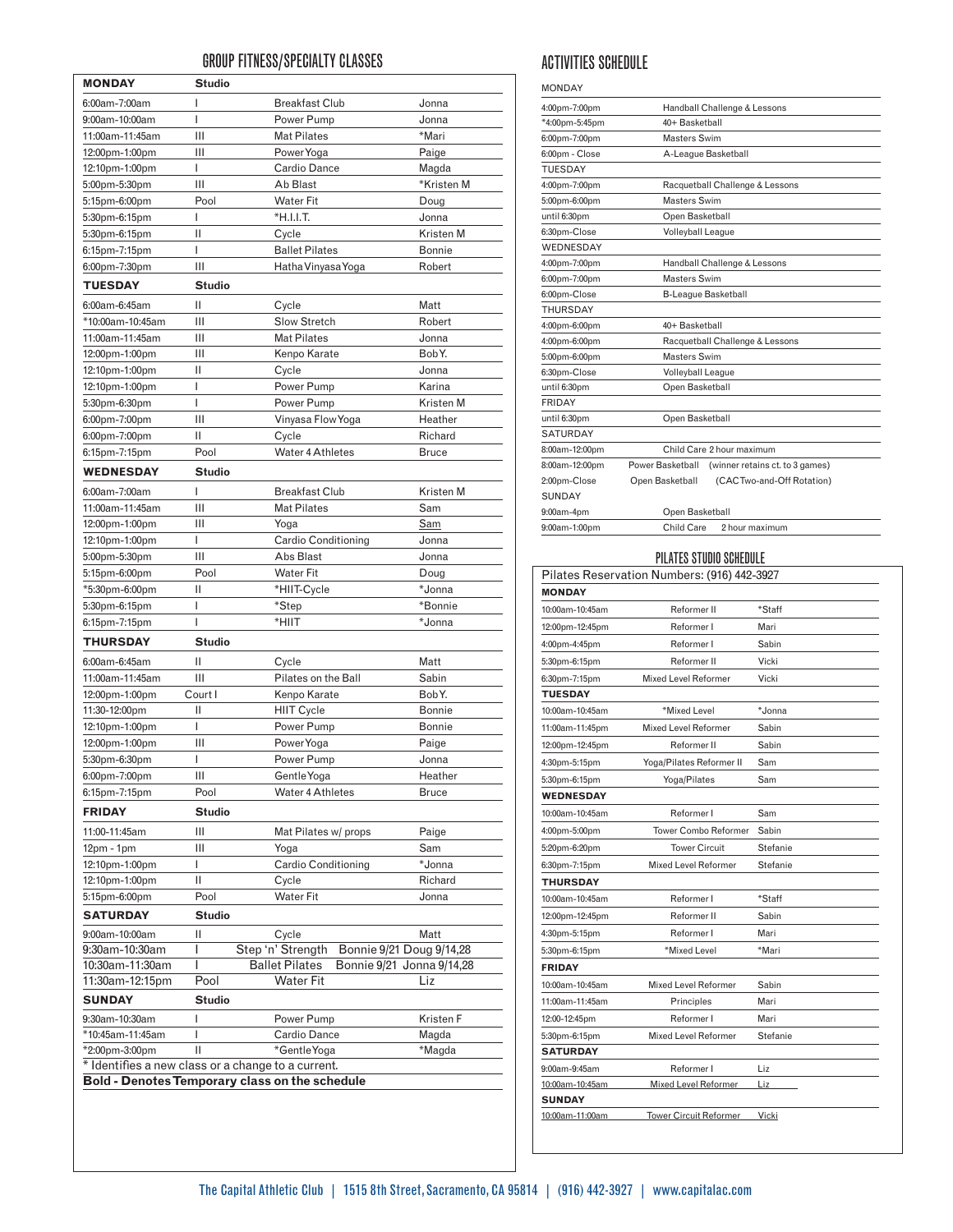## GROUP FITNESS/SPECIALTY CLASSES

| MONDAY | Studio | | |
|---|---|---|---|
| 6:00am-7:00am | I | Breakfast Club | Jonna |
| 9:00am-10:00am | I | Power Pump | Jonna |
| 11:00am-11:45am | III | Mat Pilates | *Mari |
| 12:00pm-1:00pm | III | Power Yoga | Paige |
| 12:10pm-1:00pm | I | Cardio Dance | Magda |
| 5:00pm-5:30pm | III | Ab Blast | *Kristen M |
| 5:15pm-6:00pm | Pool | Water Fit | Doug |
| 5:30pm-6:15pm | I | *H.I.I.T. | Jonna |
| 5:30pm-6:15pm | II | Cycle | Kristen M |
| 6:15pm-7:15pm | I | Ballet Pilates | Bonnie |
| 6:00pm-7:30pm | III | Hatha Vinyasa Yoga | Robert |
| **TUESDAY** | **Studio** | | |
| 6:00am-6:45am | II | Cycle | Matt |
| *10:00am-10:45am | III | Slow Stretch | Robert |
| 11:00am-11:45am | III | Mat Pilates | Jonna |
| 12:00pm-1:00pm | III | Kenpo Karate | Bob Y. |
| 12:10pm-1:00pm | II | Cycle | Jonna |
| 12:10pm-1:00pm | I | Power Pump | Karina |
| 5:30pm-6:30pm | I | Power Pump | Kristen M |
| 6:00pm-7:00pm | III | Vinyasa Flow Yoga | Heather |
| 6:00pm-7:00pm | II | Cycle | Richard |
| 6:15pm-7:15pm | Pool | Water 4 Athletes | Bruce |
| **WEDNESDAY** | **Studio** | | |
| 6:00am-7:00am | I | Breakfast Club | Kristen M |
| 11:00am-11:45am | III | Mat Pilates | Sam |
| 12:00pm-1:00pm | III | Yoga | Sam |
| 12:10pm-1:00pm | I | Cardio Conditioning | Jonna |
| 5:00pm-5:30pm | III | Abs Blast | Jonna |
| 5:15pm-6:00pm | Pool | Water Fit | Doug |
| *5:30pm-6:00pm | II | *HIIT-Cycle | *Jonna |
| 5:30pm-6:15pm | I | *Step | *Bonnie |
| 6:15pm-7:15pm | I | *HIIT | *Jonna |
| **THURSDAY** | **Studio** | | |
| 6:00am-6:45am | II | Cycle | Matt |
| 11:00am-11:45am | III | Pilates on the Ball | Sabin |
| 12:00pm-1:00pm | Court I | Kenpo Karate | Bob Y. |
| 11:30-12:00pm | II | HIIT Cycle | Bonnie |
| 12:10pm-1:00pm | I | Power Pump | Bonnie |
| 12:00pm-1:00pm | III | Power Yoga | Paige |
| 5:30pm-6:30pm | I | Power Pump | Jonna |
| 6:00pm-7:00pm | III | Gentle Yoga | Heather |
| 6:15pm-7:15pm | Pool | Water 4 Athletes | Bruce |
| **FRIDAY** | **Studio** | | |
| 11:00-11:45am | III | Mat Pilates w/ props | Paige |
| 12pm - 1pm | III | Yoga | Sam |
| 12:10pm-1:00pm | I | Cardio Conditioning | *Jonna |
| 12:10pm-1:00pm | II | Cycle | Richard |
| 5:15pm-6:00pm | Pool | Water Fit | Jonna |
| **SATURDAY** | **Studio** | | |
| 9:00am-10:00am | II | Cycle | Matt |
| 9:30am-10:30am | I | Step 'n' Strength | Bonnie 9/21 Doug 9/14,28 |
| 10:30am-11:30am | I | Ballet Pilates | Bonnie 9/21 Jonna 9/14,28 |
| 11:30am-12:15pm | Pool | Water Fit | Liz |
| **SUNDAY** | **Studio** | | |
| 9:30am-10:30am | I | Power Pump | Kristen F |
| *10:45am-11:45am | I | Cardio Dance | Magda |
| *2:00pm-3:00pm | II | *Gentle Yoga | *Magda |

\* Identifies a new class or a change to a current.

**Bold - Denotes Temporary class on the schedule**

## ACTIVITIES SCHEDULE

| | |
|---|---|
| MONDAY | |
| 4:00pm-7:00pm | Handball Challenge & Lessons |
| *4:00pm-5:45pm | 40+ Basketball |
| 6:00pm-7:00pm | Masters Swim |
| 6:00pm - Close | A-League Basketball |
| TUESDAY | |
| 4:00pm-7:00pm | Racquetball Challenge & Lessons |
| 5:00pm-6:00pm | Masters Swim |
| until 6:30pm | Open Basketball |
| 6:30pm-Close | Volleyball League |
| WEDNESDAY | |
| 4:00pm-7:00pm | Handball Challenge & Lessons |
| 6:00pm-7:00pm | Masters Swim |
| 6:00pm-Close | B-League Basketball |
| THURSDAY | |
| 4:00pm-6:00pm | 40+ Basketball |
| 4:00pm-6:00pm | Racquetball Challenge & Lessons |
| 5:00pm-6:00pm | Masters Swim |
| 6:30pm-Close | Volleyball League |
| until 6:30pm | Open Basketball |
| FRIDAY | |
| until 6:30pm | Open Basketball |
| SATURDAY | |
| 8:00am-12:00pm | Child Care 2 hour maximum |
| 8:00am-12:00pm | Power Basketball (winner retains ct. to 3 games) |
| 2:00pm-Close | Open Basketball (CAC Two-and-Off Rotation) |
| SUNDAY | |
| 9:00am-4pm | Open Basketball |
| 9:00am-1:00pm | Child Care 2 hour maximum |

## PILATES STUDIO SCHEDULE

Pilates Reservation Numbers: (916) 442-3927

| **MONDAY** | | |
|---|---|---|
| 10:00am-10:45am | Reformer II | *Staff |
| 12:00pm-12:45pm | Reformer I | Mari |
| 4:00pm-4:45pm | Reformer I | Sabin |
| 5:30pm-6:15pm | Reformer II | Vicki |
| 6:30pm-7:15pm | Mixed Level Reformer | Vicki |
| **TUESDAY** | | |
| 10:00am-10:45am | *Mixed Level | *Jonna |
| 11:00am-11:45pm | Mixed Level Reformer | Sabin |
| 12:00pm-12:45pm | Reformer II | Sabin |
| 4:30pm-5:15pm | Yoga/Pilates Reformer II | Sam |
| 5:30pm-6:15pm | Yoga/Pilates | Sam |
| **WEDNESDAY** | | |
| 10:00am-10:45am | Reformer I | Sam |
| 4:00pm-5:00pm | Tower Combo Reformer | Sabin |
| 5:20pm-6:20pm | Tower Circuit | Stefanie |
| 6:30pm-7:15pm | Mixed Level Reformer | Stefanie |
| **THURSDAY** | | |
| 10:00am-10:45am | Reformer I | *Staff |
| 12:00pm-12:45pm | Reformer II | Sabin |
| 4:30pm-5:15pm | Reformer I | Mari |
| 5:30pm-6:15pm | *Mixed Level | *Mari |
| **FRIDAY** | | |
| 10:00am-10:45am | Mixed Level Reformer | Sabin |
| 11:00am-11:45am | Principles | Mari |
| 12:00-12:45pm | Reformer I | Mari |
| 5:30pm-6:15pm | Mixed Level Reformer | Stefanie |
| **SATURDAY** | | |
| 9:00am-9:45am | Reformer I | Liz |
| 10:00am-10:45am | Mixed Level Reformer | Liz |
| **SUNDAY** | | |
| 10:00am-11:00am | Tower Circuit Reformer | Vicki |

The Capital Athletic Club | 1515 8th Street, Sacramento, CA 95814 | (916) 442-3927 | www.capitalac.com